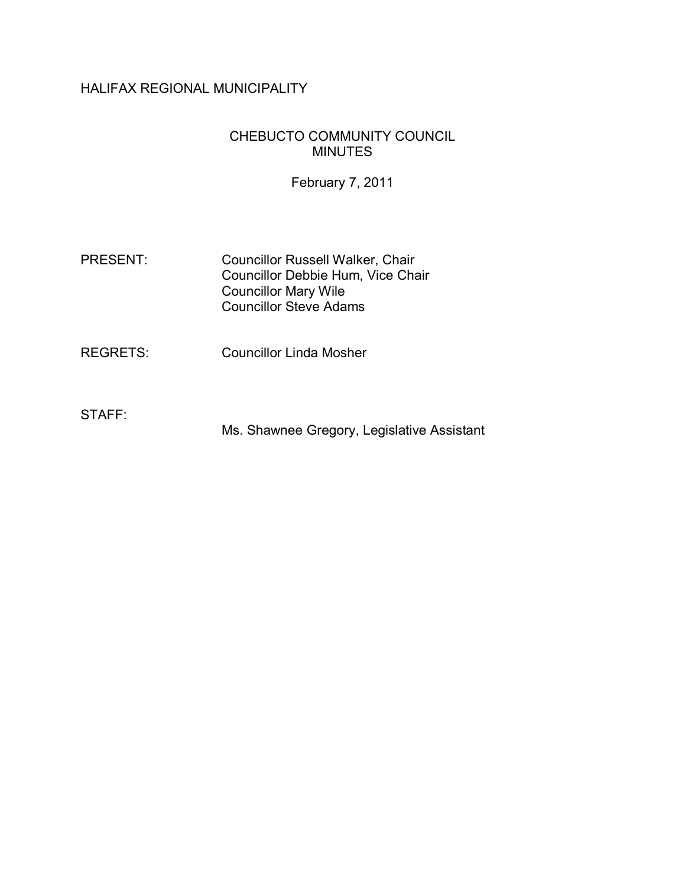HALIFAX REGIONAL MUNICIPALITY

CHEBUCTO COMMUNITY COUNCIL
MINUTES

February 7, 2011

PRESENT: Councillor Russell Walker, Chair
Councillor Debbie Hum, Vice Chair
Councillor Mary Wile
Councillor Steve Adams

REGRETS: Councillor Linda Mosher

STAFF: Ms. Shawnee Gregory, Legislative Assistant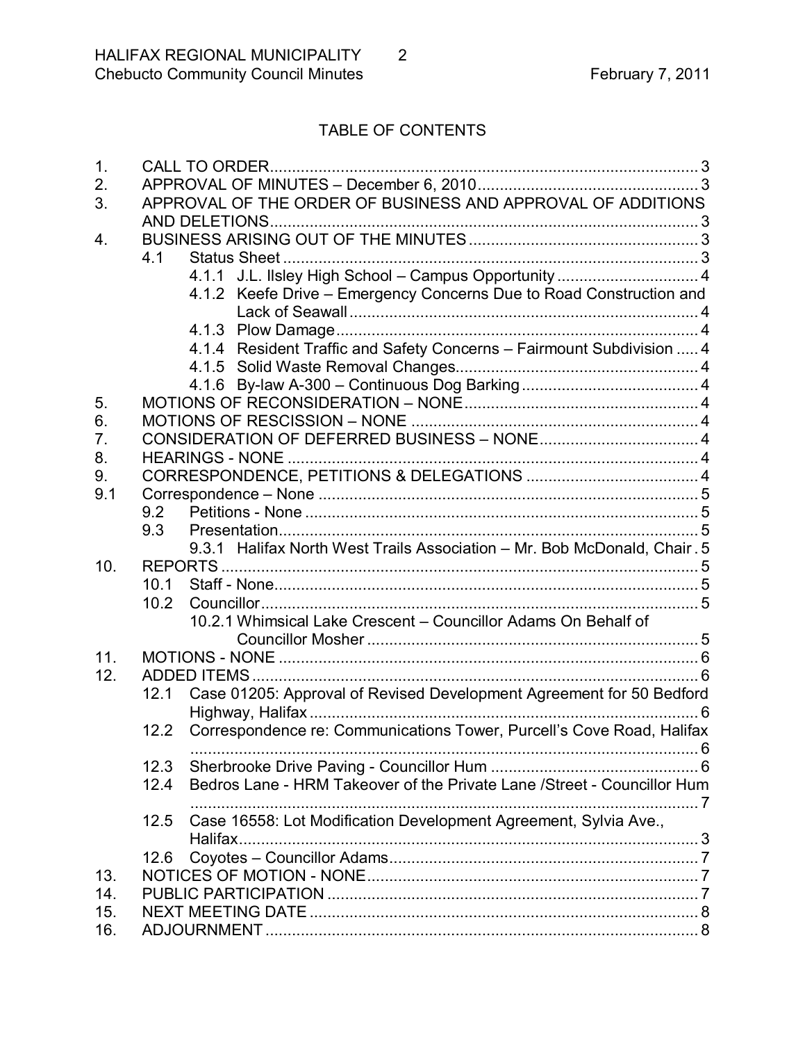# TABLE OF CONTENTS

1. CALL TO ORDER ..... 3
2. APPROVAL OF MINUTES – December 6, 2010 ..... 3
3. APPROVAL OF THE ORDER OF BUSINESS AND APPROVAL OF ADDITIONS AND DELETIONS ..... 3
4. BUSINESS ARISING OUT OF THE MINUTES ..... 3
   - 4.1 Status Sheet ..... 3
     - 4.1.1 J.L. Ilsley High School – Campus Opportunity ..... 4
     - 4.1.2 Keefe Drive – Emergency Concerns Due to Road Construction and Lack of Seawall ..... 4
     - 4.1.3 Plow Damage ..... 4
     - 4.1.4 Resident Traffic and Safety Concerns – Fairmount Subdivision ..... 4
     - 4.1.5 Solid Waste Removal Changes ..... 4
     - 4.1.6 By-law A-300 – Continuous Dog Barking ..... 4
5. MOTIONS OF RECONSIDERATION – NONE ..... 4
6. MOTIONS OF RESCISSION – NONE ..... 4
7. CONSIDERATION OF DEFERRED BUSINESS – NONE ..... 4
8. HEARINGS - NONE ..... 4
9. CORRESPONDENCE, PETITIONS & DELEGATIONS ..... 4

9.1 Correspondence – None ..... 5
   - 9.2 Petitions - None ..... 5
   - 9.3 Presentation ..... 5
     - 9.3.1 Halifax North West Trails Association – Mr. Bob McDonald, Chair ..... 5

10. REPORTS ..... 5
    - 10.1 Staff - None ..... 5
    - 10.2 Councillor ..... 5
      - 10.2.1 Whimsical Lake Crescent – Councillor Adams On Behalf of Councillor Mosher ..... 5
11. MOTIONS - NONE ..... 6
12. ADDED ITEMS ..... 6
    - 12.1 Case 01205: Approval of Revised Development Agreement for 50 Bedford Highway, Halifax ..... 6
    - 12.2 Correspondence re: Communications Tower, Purcell's Cove Road, Halifax ..... 6
    - 12.3 Sherbrooke Drive Paving - Councillor Hum ..... 6
    - 12.4 Bedros Lane - HRM Takeover of the Private Lane /Street - Councillor Hum ..... 7
    - 12.5 Case 16558: Lot Modification Development Agreement, Sylvia Ave., Halifax ..... 3
    - 12.6 Coyotes – Councillor Adams ..... 7
13. NOTICES OF MOTION - NONE ..... 7
14. PUBLIC PARTICIPATION ..... 7
15. NEXT MEETING DATE ..... 8
16. ADJOURNMENT ..... 8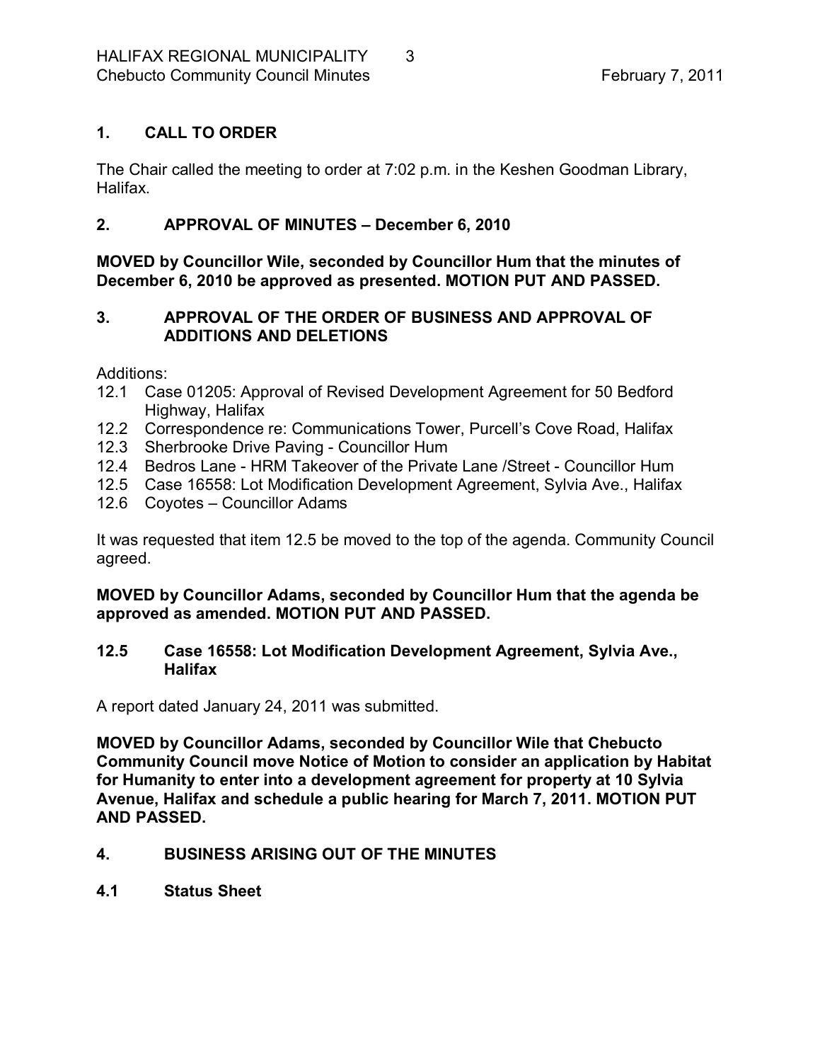## 1. CALL TO ORDER

The Chair called the meeting to order at 7:02 p.m. in the Keshen Goodman Library, Halifax.

## 2. APPROVAL OF MINUTES – December 6, 2010

**MOVED by Councillor Wile, seconded by Councillor Hum that the minutes of December 6, 2010 be approved as presented. MOTION PUT AND PASSED.**

## 3. APPROVAL OF THE ORDER OF BUSINESS AND APPROVAL OF ADDITIONS AND DELETIONS

Additions:

- 12.1 Case 01205: Approval of Revised Development Agreement for 50 Bedford Highway, Halifax
- 12.2 Correspondence re: Communications Tower, Purcell's Cove Road, Halifax
- 12.3 Sherbrooke Drive Paving - Councillor Hum
- 12.4 Bedros Lane - HRM Takeover of the Private Lane /Street - Councillor Hum
- 12.5 Case 16558: Lot Modification Development Agreement, Sylvia Ave., Halifax
- 12.6 Coyotes – Councillor Adams

It was requested that item 12.5 be moved to the top of the agenda. Community Council agreed.

**MOVED by Councillor Adams, seconded by Councillor Hum that the agenda be approved as amended. MOTION PUT AND PASSED.**

### 12.5 Case 16558: Lot Modification Development Agreement, Sylvia Ave., Halifax

A report dated January 24, 2011 was submitted.

**MOVED by Councillor Adams, seconded by Councillor Wile that Chebucto Community Council move Notice of Motion to consider an application by Habitat for Humanity to enter into a development agreement for property at 10 Sylvia Avenue, Halifax and schedule a public hearing for March 7, 2011. MOTION PUT AND PASSED.**

## 4. BUSINESS ARISING OUT OF THE MINUTES

### 4.1 Status Sheet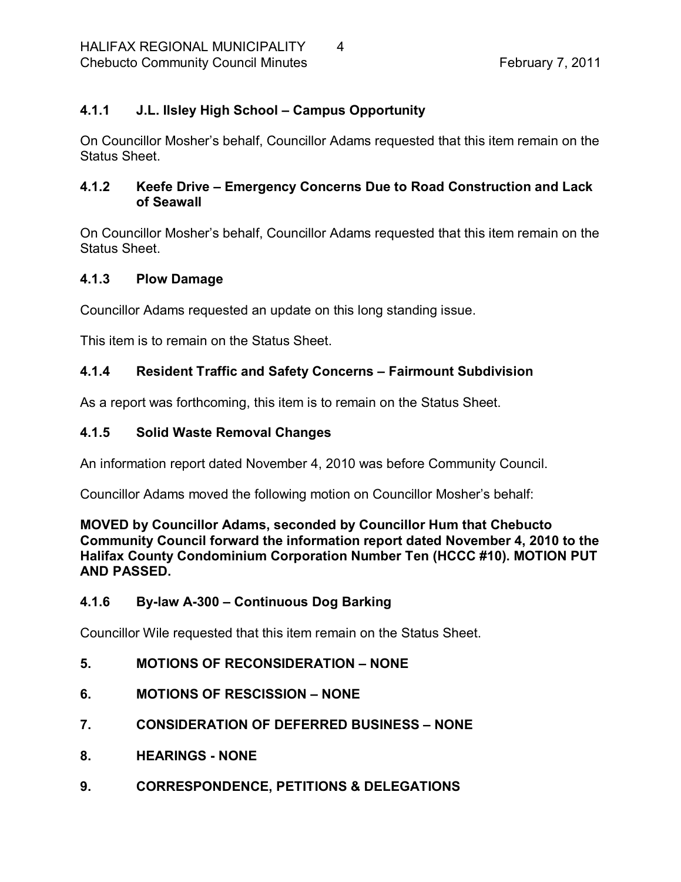### 4.1.1 J.L. Ilsley High School – Campus Opportunity

On Councillor Mosher's behalf, Councillor Adams requested that this item remain on the Status Sheet.

### 4.1.2 Keefe Drive – Emergency Concerns Due to Road Construction and Lack of Seawall

On Councillor Mosher's behalf, Councillor Adams requested that this item remain on the Status Sheet.

### 4.1.3 Plow Damage

Councillor Adams requested an update on this long standing issue.

This item is to remain on the Status Sheet.

### 4.1.4 Resident Traffic and Safety Concerns – Fairmount Subdivision

As a report was forthcoming, this item is to remain on the Status Sheet.

### 4.1.5 Solid Waste Removal Changes

An information report dated November 4, 2010 was before Community Council.

Councillor Adams moved the following motion on Councillor Mosher's behalf:

**MOVED by Councillor Adams, seconded by Councillor Hum that Chebucto Community Council forward the information report dated November 4, 2010 to the Halifax County Condominium Corporation Number Ten (HCCC #10). MOTION PUT AND PASSED.**

### 4.1.6 By-law A-300 – Continuous Dog Barking

Councillor Wile requested that this item remain on the Status Sheet.

## 5. MOTIONS OF RECONSIDERATION – NONE

## 6. MOTIONS OF RESCISSION – NONE

## 7. CONSIDERATION OF DEFERRED BUSINESS – NONE

## 8. HEARINGS - NONE

## 9. CORRESPONDENCE, PETITIONS & DELEGATIONS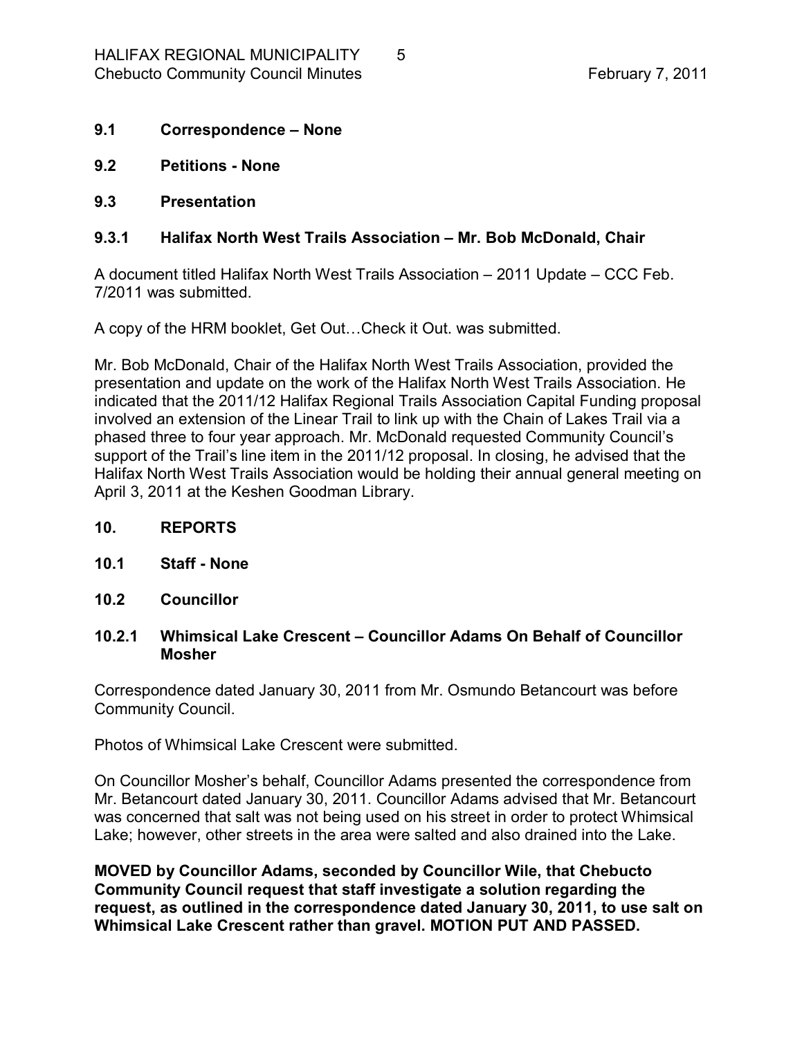**9.1 Correspondence – None**

**9.2 Petitions - None**

**9.3 Presentation**

**9.3.1 Halifax North West Trails Association – Mr. Bob McDonald, Chair**

A document titled Halifax North West Trails Association – 2011 Update – CCC Feb. 7/2011 was submitted.

A copy of the HRM booklet, Get Out…Check it Out. was submitted.

Mr. Bob McDonald, Chair of the Halifax North West Trails Association, provided the presentation and update on the work of the Halifax North West Trails Association. He indicated that the 2011/12 Halifax Regional Trails Association Capital Funding proposal involved an extension of the Linear Trail to link up with the Chain of Lakes Trail via a phased three to four year approach. Mr. McDonald requested Community Council's support of the Trail's line item in the 2011/12 proposal. In closing, he advised that the Halifax North West Trails Association would be holding their annual general meeting on April 3, 2011 at the Keshen Goodman Library.

**10. REPORTS**

**10.1 Staff - None**

**10.2 Councillor**

**10.2.1 Whimsical Lake Crescent – Councillor Adams On Behalf of Councillor Mosher**

Correspondence dated January 30, 2011 from Mr. Osmundo Betancourt was before Community Council.

Photos of Whimsical Lake Crescent were submitted.

On Councillor Mosher's behalf, Councillor Adams presented the correspondence from Mr. Betancourt dated January 30, 2011. Councillor Adams advised that Mr. Betancourt was concerned that salt was not being used on his street in order to protect Whimsical Lake; however, other streets in the area were salted and also drained into the Lake.

**MOVED by Councillor Adams, seconded by Councillor Wile, that Chebucto Community Council request that staff investigate a solution regarding the request, as outlined in the correspondence dated January 30, 2011, to use salt on Whimsical Lake Crescent rather than gravel. MOTION PUT AND PASSED.**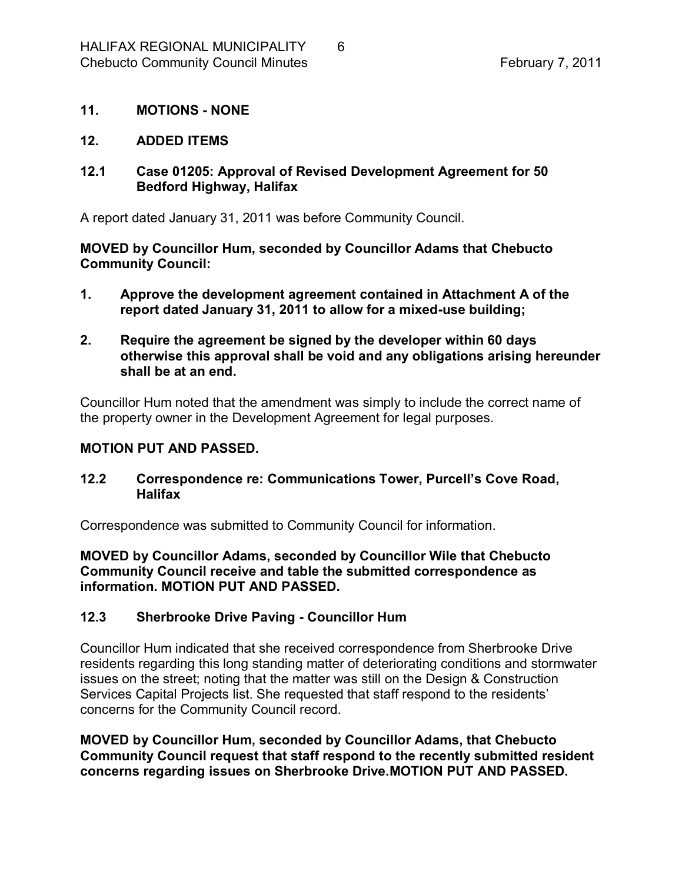## 11. MOTIONS - NONE

## 12. ADDED ITEMS

### 12.1 Case 01205: Approval of Revised Development Agreement for 50 Bedford Highway, Halifax

A report dated January 31, 2011 was before Community Council.

**MOVED by Councillor Hum, seconded by Councillor Adams that Chebucto Community Council:**

1. **Approve the development agreement contained in Attachment A of the report dated January 31, 2011 to allow for a mixed-use building;**
2. **Require the agreement be signed by the developer within 60 days otherwise this approval shall be void and any obligations arising hereunder shall be at an end.**

Councillor Hum noted that the amendment was simply to include the correct name of the property owner in the Development Agreement for legal purposes.

**MOTION PUT AND PASSED.**

### 12.2 Correspondence re: Communications Tower, Purcell's Cove Road, Halifax

Correspondence was submitted to Community Council for information.

**MOVED by Councillor Adams, seconded by Councillor Wile that Chebucto Community Council receive and table the submitted correspondence as information. MOTION PUT AND PASSED.**

### 12.3 Sherbrooke Drive Paving - Councillor Hum

Councillor Hum indicated that she received correspondence from Sherbrooke Drive residents regarding this long standing matter of deteriorating conditions and stormwater issues on the street; noting that the matter was still on the Design & Construction Services Capital Projects list. She requested that staff respond to the residents' concerns for the Community Council record.

**MOVED by Councillor Hum, seconded by Councillor Adams, that Chebucto Community Council request that staff respond to the recently submitted resident concerns regarding issues on Sherbrooke Drive.MOTION PUT AND PASSED.**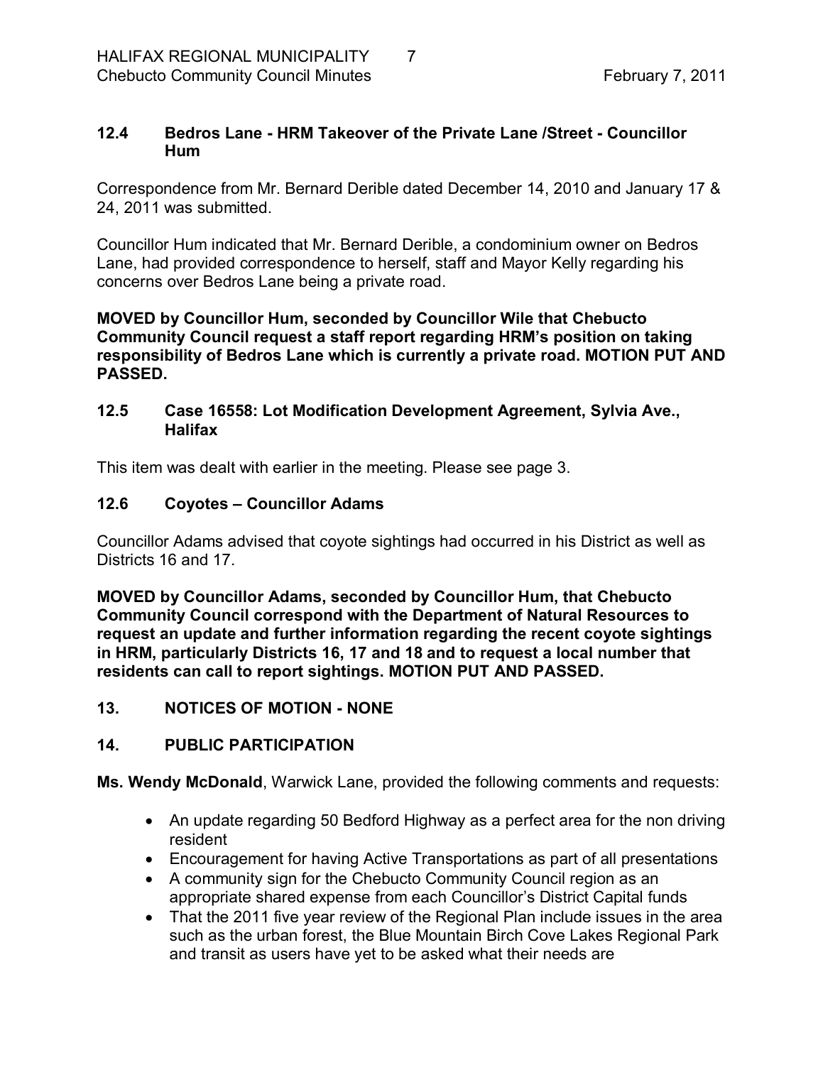### 12.4 Bedros Lane - HRM Takeover of the Private Lane /Street - Councillor Hum

Correspondence from Mr. Bernard Derible dated December 14, 2010 and January 17 & 24, 2011 was submitted.

Councillor Hum indicated that Mr. Bernard Derible, a condominium owner on Bedros Lane, had provided correspondence to herself, staff and Mayor Kelly regarding his concerns over Bedros Lane being a private road.

**MOVED by Councillor Hum, seconded by Councillor Wile that Chebucto Community Council request a staff report regarding HRM's position on taking responsibility of Bedros Lane which is currently a private road. MOTION PUT AND PASSED.**

### 12.5 Case 16558: Lot Modification Development Agreement, Sylvia Ave., Halifax

This item was dealt with earlier in the meeting. Please see page 3.

### 12.6 Coyotes – Councillor Adams

Councillor Adams advised that coyote sightings had occurred in his District as well as Districts 16 and 17.

**MOVED by Councillor Adams, seconded by Councillor Hum, that Chebucto Community Council correspond with the Department of Natural Resources to request an update and further information regarding the recent coyote sightings in HRM, particularly Districts 16, 17 and 18 and to request a local number that residents can call to report sightings. MOTION PUT AND PASSED.**

## 13. NOTICES OF MOTION - NONE

## 14. PUBLIC PARTICIPATION

**Ms. Wendy McDonald**, Warwick Lane, provided the following comments and requests:

- An update regarding 50 Bedford Highway as a perfect area for the non driving resident
- Encouragement for having Active Transportations as part of all presentations
- A community sign for the Chebucto Community Council region as an appropriate shared expense from each Councillor's District Capital funds
- That the 2011 five year review of the Regional Plan include issues in the area such as the urban forest, the Blue Mountain Birch Cove Lakes Regional Park and transit as users have yet to be asked what their needs are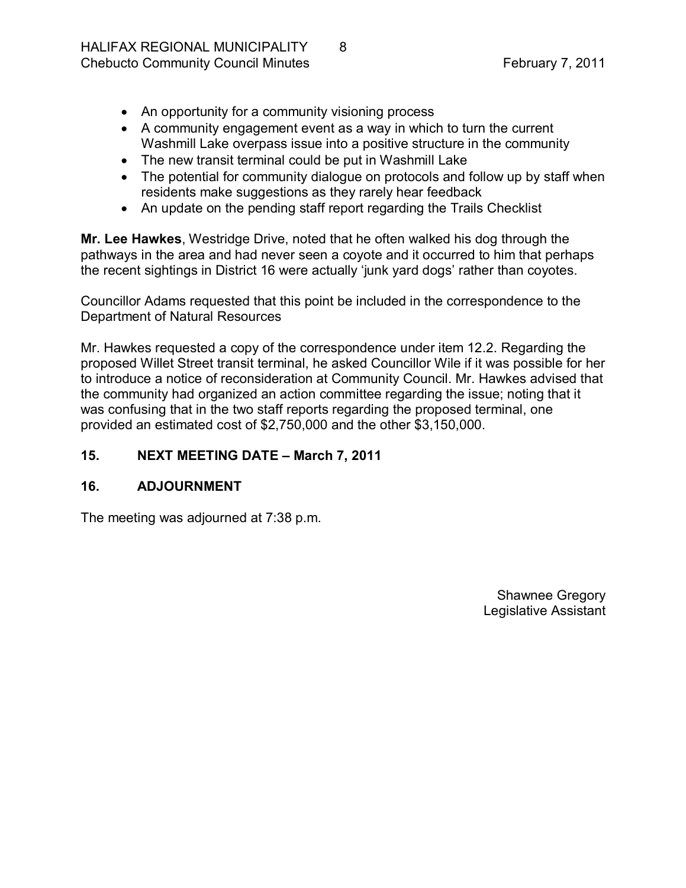- An opportunity for a community visioning process
- A community engagement event as a way in which to turn the current Washmill Lake overpass issue into a positive structure in the community
- The new transit terminal could be put in Washmill Lake
- The potential for community dialogue on protocols and follow up by staff when residents make suggestions as they rarely hear feedback
- An update on the pending staff report regarding the Trails Checklist

**Mr. Lee Hawkes**, Westridge Drive, noted that he often walked his dog through the pathways in the area and had never seen a coyote and it occurred to him that perhaps the recent sightings in District 16 were actually 'junk yard dogs' rather than coyotes.

Councillor Adams requested that this point be included in the correspondence to the Department of Natural Resources

Mr. Hawkes requested a copy of the correspondence under item 12.2. Regarding the proposed Willet Street transit terminal, he asked Councillor Wile if it was possible for her to introduce a notice of reconsideration at Community Council. Mr. Hawkes advised that the community had organized an action committee regarding the issue; noting that it was confusing that in the two staff reports regarding the proposed terminal, one provided an estimated cost of $2,750,000 and the other $3,150,000.

## 15. NEXT MEETING DATE – March 7, 2011

## 16. ADJOURNMENT

The meeting was adjourned at 7:38 p.m.

Shawnee Gregory
Legislative Assistant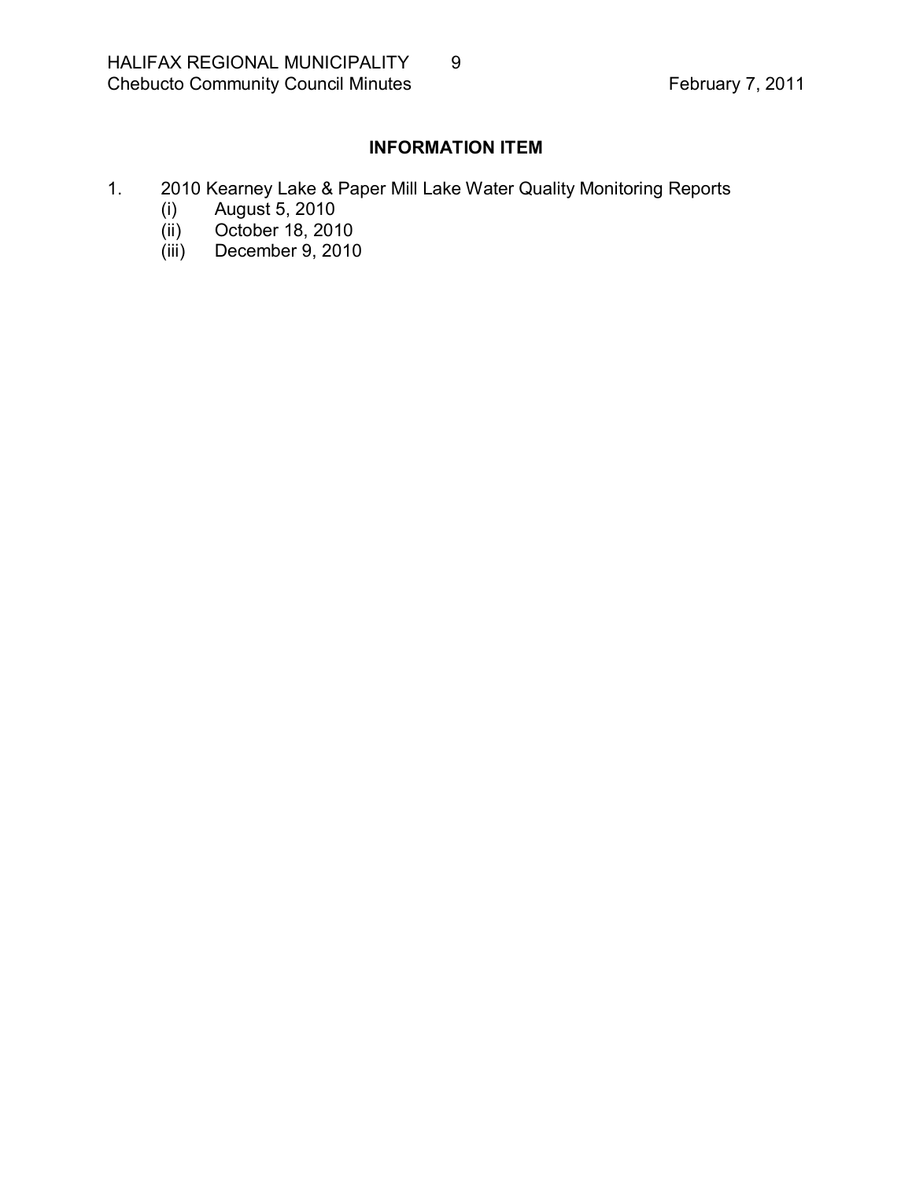## INFORMATION ITEM

1. 2010 Kearney Lake & Paper Mill Lake Water Quality Monitoring Reports
   - (i) August 5, 2010
   - (ii) October 18, 2010
   - (iii) December 9, 2010